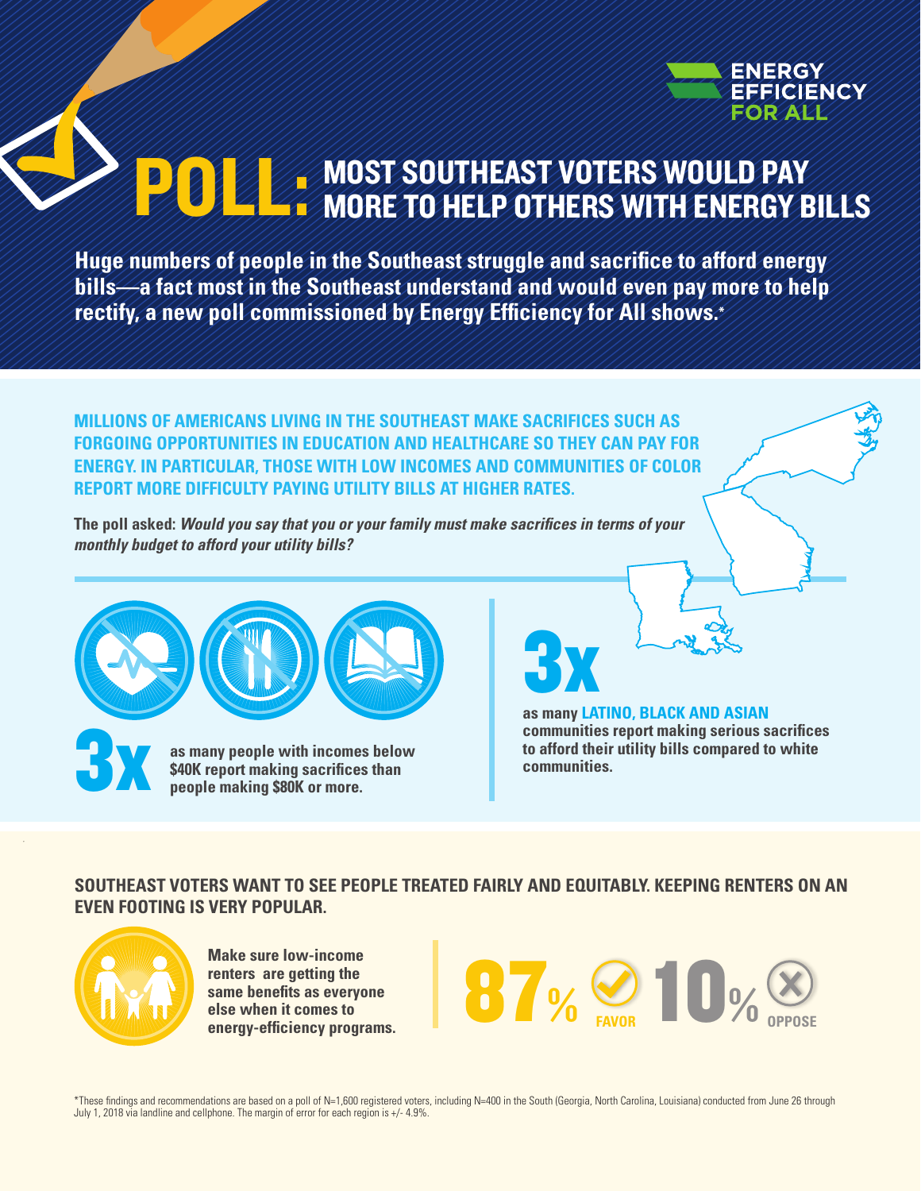ENERGY EFFICIENCY FOR ALL

# POLL: MOST SOUTHEAST VOTERS WOULD PAY MORE TO HELP OTHERS WITH ENERGY BILLS

**Huge numbers of people in the Southeast struggle and sacrifice to afford energy bills—a fact most in the Southeast understand and would even pay more to help rectify, a new poll commissioned by Energy Efficiency for All shows.***

## MILLIONS OF AMERICANS LIVING IN THE SOUTHEAST MAKE SACRIFICES SUCH AS FORGOING OPPORTUNITIES IN EDUCATION AND HEALTHCARE SO THEY CAN PAY FOR ENERGY. IN PARTICULAR, THOSE WITH LOW INCOMES AND COMMUNITIES OF COLOR REPORT MORE DIFFICULTY PAYING UTILITY BILLS AT HIGHER RATES.

**The poll asked:** ***Would you say that you or your family must make sacrifices in terms of your monthly budget to afford your utility bills?***

**3x** as many people with incomes below $40K report making sacrifices than people making $80K or more.

**3x** as many **LATINO, BLACK AND ASIAN** communities report making serious sacrifices to afford their utility bills compared to white communities.

## SOUTHEAST VOTERS WANT TO SEE PEOPLE TREATED FAIRLY AND EQUITABLY. KEEPING RENTERS ON AN EVEN FOOTING IS VERY POPULAR.

**Make sure low-income renters are getting the same benefits as everyone else when it comes to energy-efficiency programs.**

**87%** FAVOR **10%** OPPOSE

*These findings and recommendations are based on a poll of N=1,600 registered voters, including N=400 in the South (Georgia, North Carolina, Louisiana) conducted from June 26 through July 1, 2018 via landline and cellphone. The margin of error for each region is +/- 4.9%.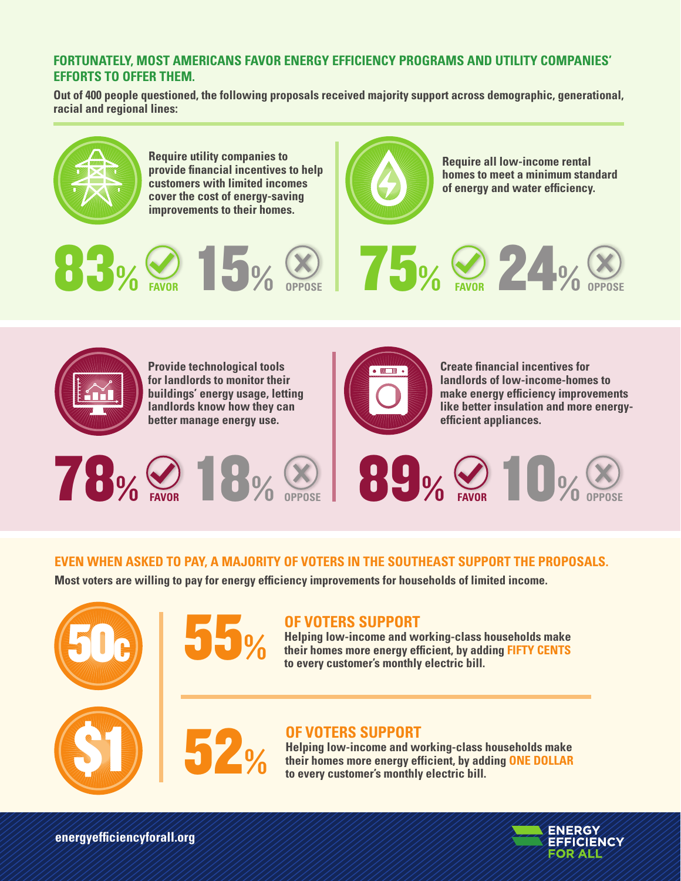## FORTUNATELY, MOST AMERICANS FAVOR ENERGY EFFICIENCY PROGRAMS AND UTILITY COMPANIES' EFFORTS TO OFFER THEM.

**Out of 400 people questioned, the following proposals received majority support across demographic, generational, racial and regional lines:**

**Require utility companies to provide financial incentives to help customers with limited incomes cover the cost of energy-saving improvements to their homes.**

83% FAVOR 15% OPPOSE

**Require all low-income rental homes to meet a minimum standard of energy and water efficiency.**

75% FAVOR 24% OPPOSE

**Provide technological tools for landlords to monitor their buildings' energy usage, letting landlords know how they can better manage energy use.**

78% FAVOR 18% OPPOSE

**Create financial incentives for landlords of low-income-homes to make energy efficiency improvements like better insulation and more energy-efficient appliances.**

89% FAVOR 10% OPPOSE

## EVEN WHEN ASKED TO PAY, A MAJORITY OF VOTERS IN THE SOUTHEAST SUPPORT THE PROPOSALS.

**Most voters are willing to pay for energy efficiency improvements for households of limited income.**

50¢

### 55% OF VOTERS SUPPORT

**Helping low-income and working-class households make their homes more energy efficient, by adding FIFTY CENTS to every customer's monthly electric bill.**

$1

### 52% OF VOTERS SUPPORT

**Helping low-income and working-class households make their homes more energy efficient, by adding ONE DOLLAR to every customer's monthly electric bill.**

energyefficiencyforall.org

ENERGY EFFICIENCY FOR ALL